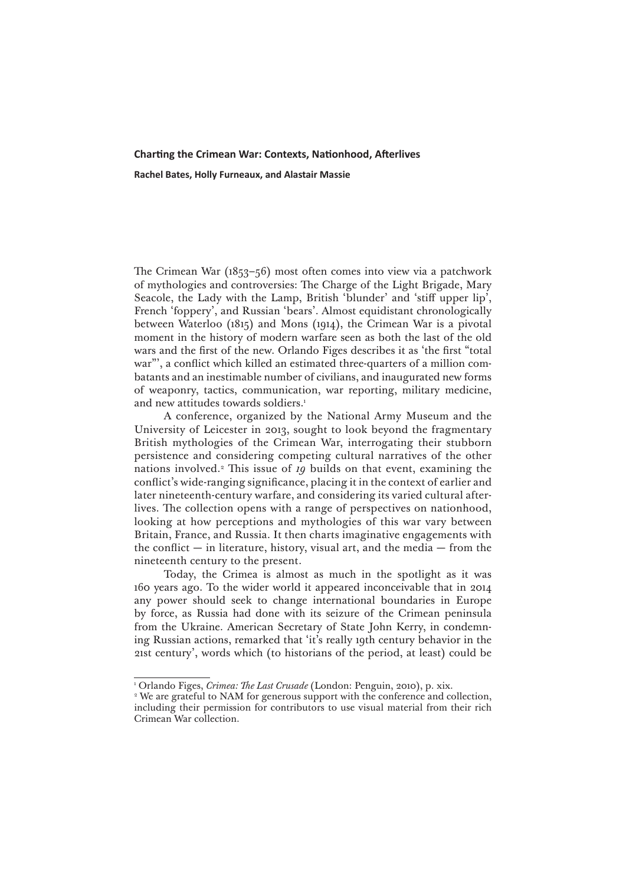# Charting the Crimean War: Contexts, Nationhood, Afterlives

**Rachel Bates, Holly Furneaux, and Alastair Massie**

The Crimean War (1853–56) most often comes into view via a patchwork of mythologies and controversies: The Charge of the Light Brigade, Mary Seacole, the Lady with the Lamp, British 'blunder' and 'stiff upper lip', French 'foppery', and Russian 'bears'. Almost equidistant chronologically between Waterloo (1815) and Mons (1914), the Crimean War is a pivotal moment in the history of modern warfare seen as both the last of the old wars and the first of the new. Orlando Figes describes it as 'the first "total war"', a conflict which killed an estimated three-quarters of a million combatants and an inestimable number of civilians, and inaugurated new forms of weaponry, tactics, communication, war reporting, military medicine, and new attitudes towards soldiers.[1]

A conference, organized by the National Army Museum and the University of Leicester in 2013, sought to look beyond the fragmentary British mythologies of the Crimean War, interrogating their stubborn persistence and considering competing cultural narratives of the other nations involved.[2] This issue of *19* builds on that event, examining the conflict's wide-ranging significance, placing it in the context of earlier and later nineteenth-century warfare, and considering its varied cultural afterlives. The collection opens with a range of perspectives on nationhood, looking at how perceptions and mythologies of this war vary between Britain, France, and Russia. It then charts imaginative engagements with the conflict — in literature, history, visual art, and the media — from the nineteenth century to the present.

Today, the Crimea is almost as much in the spotlight as it was 160 years ago. To the wider world it appeared inconceivable that in 2014 any power should seek to change international boundaries in Europe by force, as Russia had done with its seizure of the Crimean peninsula from the Ukraine. American Secretary of State John Kerry, in condemning Russian actions, remarked that 'it's really 19th century behavior in the 21st century', words which (to historians of the period, at least) could be

---

[1] Orlando Figes, *Crimea: The Last Crusade* (London: Penguin, 2010), p. xix.

[2] We are grateful to NAM for generous support with the conference and collection, including their permission for contributors to use visual material from their rich Crimean War collection.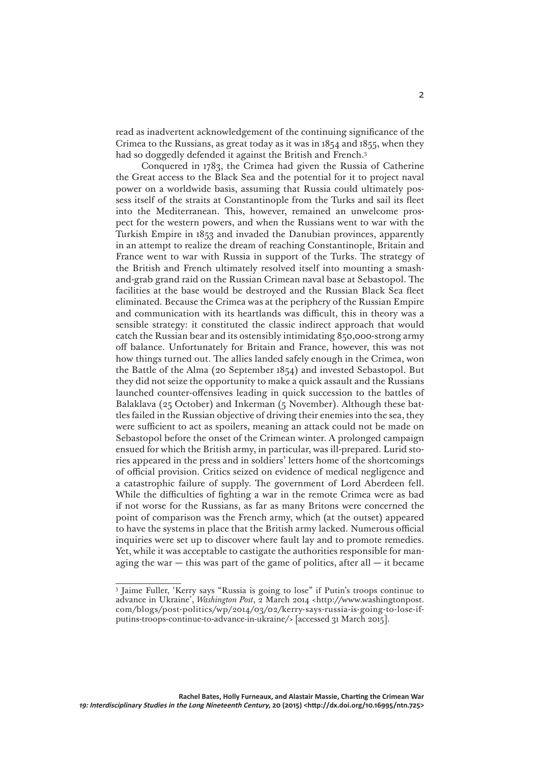read as inadvertent acknowledgement of the continuing significance of the Crimea to the Russians, as great today as it was in 1854 and 1855, when they had so doggedly defended it against the British and French.[3]

Conquered in 1783, the Crimea had given the Russia of Catherine the Great access to the Black Sea and the potential for it to project naval power on a worldwide basis, assuming that Russia could ultimately possess itself of the straits at Constantinople from the Turks and sail its fleet into the Mediterranean. This, however, remained an unwelcome prospect for the western powers, and when the Russians went to war with the Turkish Empire in 1853 and invaded the Danubian provinces, apparently in an attempt to realize the dream of reaching Constantinople, Britain and France went to war with Russia in support of the Turks. The strategy of the British and French ultimately resolved itself into mounting a smash-and-grab grand raid on the Russian Crimean naval base at Sebastopol. The facilities at the base would be destroyed and the Russian Black Sea fleet eliminated. Because the Crimea was at the periphery of the Russian Empire and communication with its heartlands was difficult, this in theory was a sensible strategy: it constituted the classic indirect approach that would catch the Russian bear and its ostensibly intimidating 850,000-strong army off balance. Unfortunately for Britain and France, however, this was not how things turned out. The allies landed safely enough in the Crimea, won the Battle of the Alma (20 September 1854) and invested Sebastopol. But they did not seize the opportunity to make a quick assault and the Russians launched counter-offensives leading in quick succession to the battles of Balaklava (25 October) and Inkerman (5 November). Although these battles failed in the Russian objective of driving their enemies into the sea, they were sufficient to act as spoilers, meaning an attack could not be made on Sebastopol before the onset of the Crimean winter. A prolonged campaign ensued for which the British army, in particular, was ill-prepared. Lurid stories appeared in the press and in soldiers' letters home of the shortcomings of official provision. Critics seized on evidence of medical negligence and a catastrophic failure of supply. The government of Lord Aberdeen fell. While the difficulties of fighting a war in the remote Crimea were as bad if not worse for the Russians, as far as many Britons were concerned the point of comparison was the French army, which (at the outset) appeared to have the systems in place that the British army lacked. Numerous official inquiries were set up to discover where fault lay and to promote remedies. Yet, while it was acceptable to castigate the authorities responsible for managing the war — this was part of the game of politics, after all — it became

---

[3] Jaime Fuller, 'Kerry says "Russia is going to lose" if Putin's troops continue to advance in Ukraine', *Washington Post*, 2 March 2014 <http://www.washingtonpost.com/blogs/post-politics/wp/2014/03/02/kerry-says-russia-is-going-to-lose-if-putins-troops-continue-to-advance-in-ukraine/> [accessed 31 March 2015].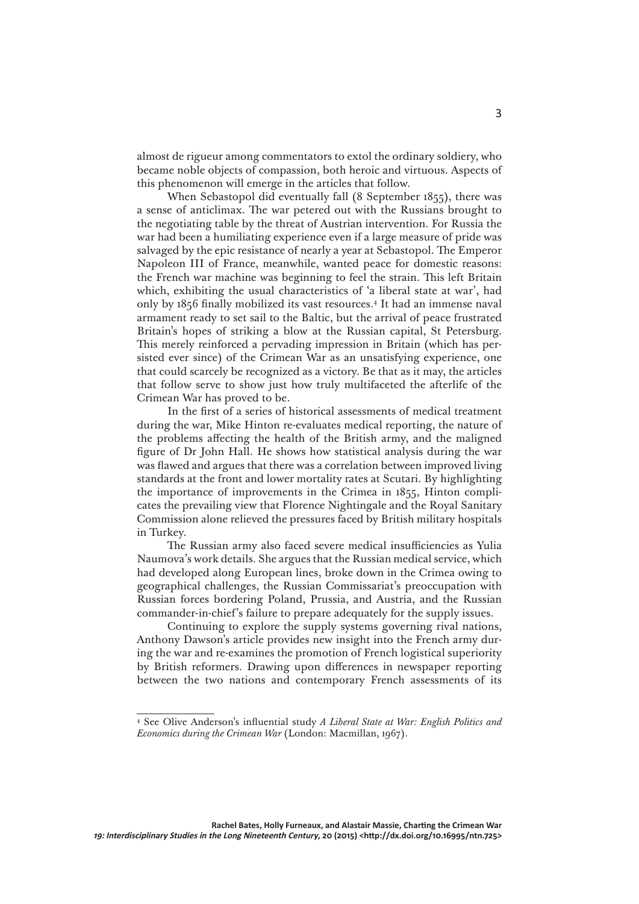almost de rigueur among commentators to extol the ordinary soldiery, who became noble objects of compassion, both heroic and virtuous. Aspects of this phenomenon will emerge in the articles that follow.

When Sebastopol did eventually fall (8 September 1855), there was a sense of anticlimax. The war petered out with the Russians brought to the negotiating table by the threat of Austrian intervention. For Russia the war had been a humiliating experience even if a large measure of pride was salvaged by the epic resistance of nearly a year at Sebastopol. The Emperor Napoleon III of France, meanwhile, wanted peace for domestic reasons: the French war machine was beginning to feel the strain. This left Britain which, exhibiting the usual characteristics of 'a liberal state at war', had only by 1856 finally mobilized its vast resources.[4] It had an immense naval armament ready to set sail to the Baltic, but the arrival of peace frustrated Britain's hopes of striking a blow at the Russian capital, St Petersburg. This merely reinforced a pervading impression in Britain (which has persisted ever since) of the Crimean War as an unsatisfying experience, one that could scarcely be recognized as a victory. Be that as it may, the articles that follow serve to show just how truly multifaceted the afterlife of the Crimean War has proved to be.

In the first of a series of historical assessments of medical treatment during the war, Mike Hinton re-evaluates medical reporting, the nature of the problems affecting the health of the British army, and the maligned figure of Dr John Hall. He shows how statistical analysis during the war was flawed and argues that there was a correlation between improved living standards at the front and lower mortality rates at Scutari. By highlighting the importance of improvements in the Crimea in 1855, Hinton complicates the prevailing view that Florence Nightingale and the Royal Sanitary Commission alone relieved the pressures faced by British military hospitals in Turkey.

The Russian army also faced severe medical insufficiencies as Yulia Naumova's work details. She argues that the Russian medical service, which had developed along European lines, broke down in the Crimea owing to geographical challenges, the Russian Commissariat's preoccupation with Russian forces bordering Poland, Prussia, and Austria, and the Russian commander-in-chief's failure to prepare adequately for the supply issues.

Continuing to explore the supply systems governing rival nations, Anthony Dawson's article provides new insight into the French army during the war and re-examines the promotion of French logistical superiority by British reformers. Drawing upon differences in newspaper reporting between the two nations and contemporary French assessments of its

[4] See Olive Anderson's influential study *A Liberal State at War: English Politics and Economics during the Crimean War* (London: Macmillan, 1967).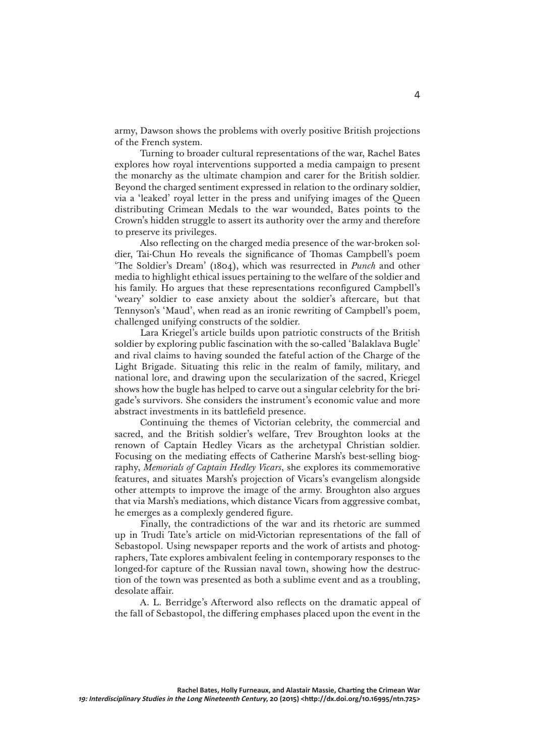army, Dawson shows the problems with overly positive British projections of the French system.

Turning to broader cultural representations of the war, Rachel Bates explores how royal interventions supported a media campaign to present the monarchy as the ultimate champion and carer for the British soldier. Beyond the charged sentiment expressed in relation to the ordinary soldier, via a 'leaked' royal letter in the press and unifying images of the Queen distributing Crimean Medals to the war wounded, Bates points to the Crown's hidden struggle to assert its authority over the army and therefore to preserve its privileges.

Also reflecting on the charged media presence of the war-broken soldier, Tai-Chun Ho reveals the significance of Thomas Campbell's poem 'The Soldier's Dream' (1804), which was resurrected in *Punch* and other media to highlight ethical issues pertaining to the welfare of the soldier and his family. Ho argues that these representations reconfigured Campbell's 'weary' soldier to ease anxiety about the soldier's aftercare, but that Tennyson's 'Maud', when read as an ironic rewriting of Campbell's poem, challenged unifying constructs of the soldier.

Lara Kriegel's article builds upon patriotic constructs of the British soldier by exploring public fascination with the so-called 'Balaklava Bugle' and rival claims to having sounded the fateful action of the Charge of the Light Brigade. Situating this relic in the realm of family, military, and national lore, and drawing upon the secularization of the sacred, Kriegel shows how the bugle has helped to carve out a singular celebrity for the brigade's survivors. She considers the instrument's economic value and more abstract investments in its battlefield presence.

Continuing the themes of Victorian celebrity, the commercial and sacred, and the British soldier's welfare, Trev Broughton looks at the renown of Captain Hedley Vicars as the archetypal Christian soldier. Focusing on the mediating effects of Catherine Marsh's best-selling biography, *Memorials of Captain Hedley Vicars*, she explores its commemorative features, and situates Marsh's projection of Vicars's evangelism alongside other attempts to improve the image of the army. Broughton also argues that via Marsh's mediations, which distance Vicars from aggressive combat, he emerges as a complexly gendered figure.

Finally, the contradictions of the war and its rhetoric are summed up in Trudi Tate's article on mid-Victorian representations of the fall of Sebastopol. Using newspaper reports and the work of artists and photographers, Tate explores ambivalent feeling in contemporary responses to the longed-for capture of the Russian naval town, showing how the destruction of the town was presented as both a sublime event and as a troubling, desolate affair.

A. L. Berridge's Afterword also reflects on the dramatic appeal of the fall of Sebastopol, the differing emphases placed upon the event in the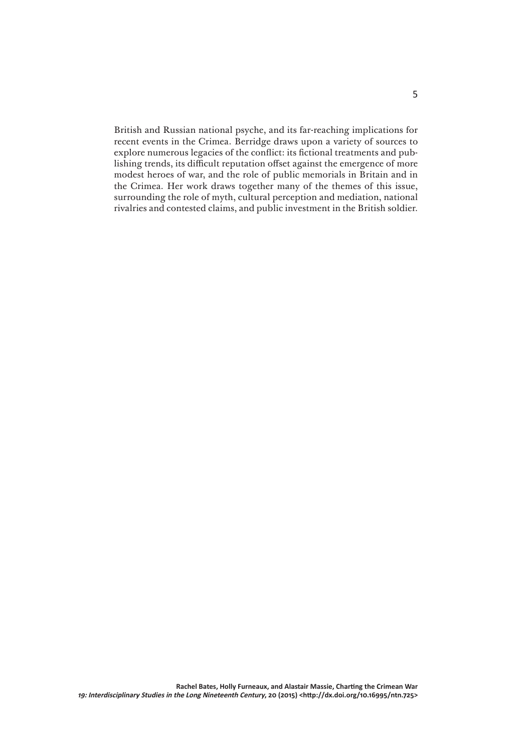British and Russian national psyche, and its far-reaching implications for recent events in the Crimea. Berridge draws upon a variety of sources to explore numerous legacies of the conflict: its fictional treatments and publishing trends, its difficult reputation offset against the emergence of more modest heroes of war, and the role of public memorials in Britain and in the Crimea. Her work draws together many of the themes of this issue, surrounding the role of myth, cultural perception and mediation, national rivalries and contested claims, and public investment in the British soldier.